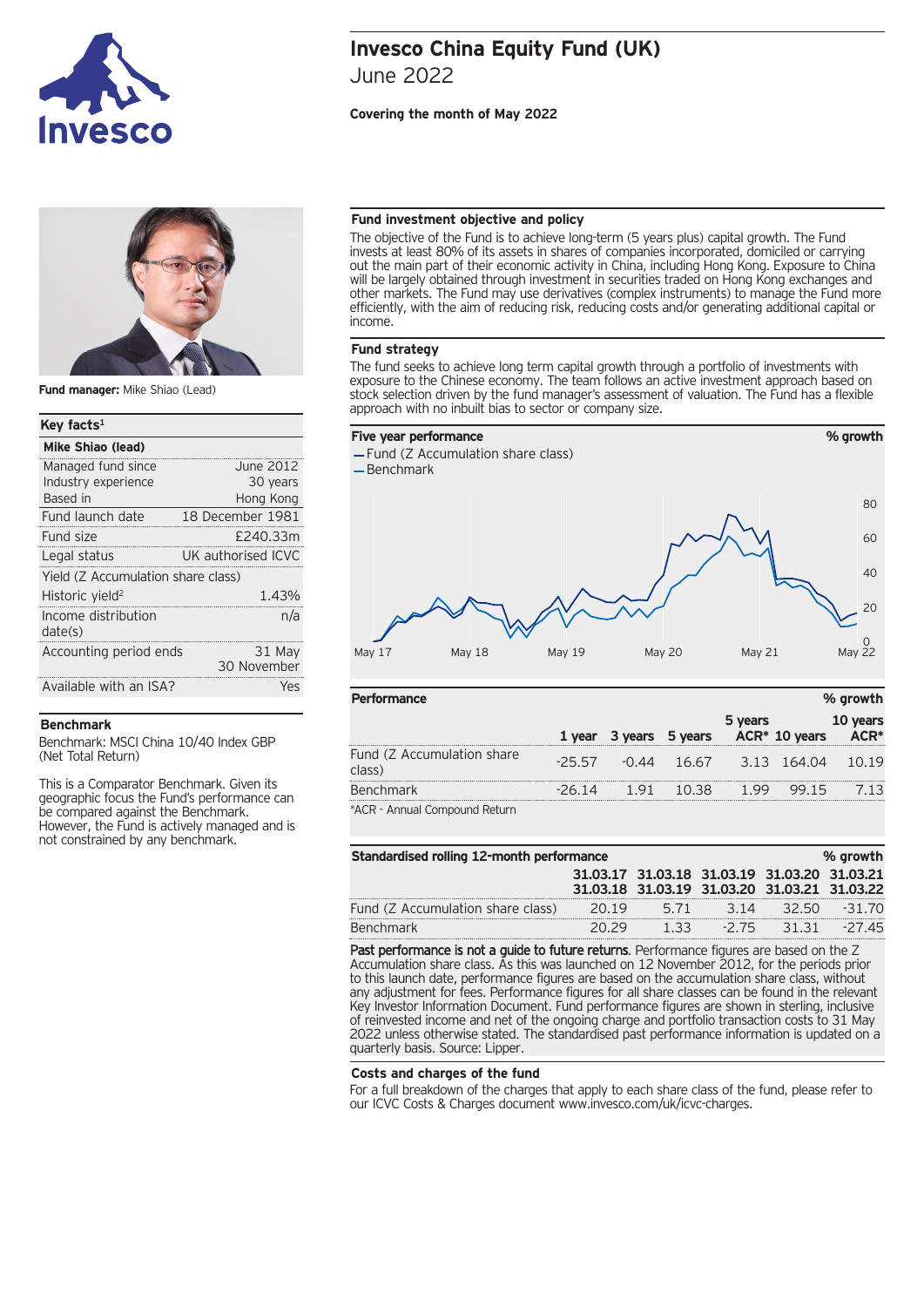# Invesco China Equity Fund (UK)

June 2022

**Covering the month of May 2022**

**Fund manager:** Mike Shiao (Lead)

| Key facts[1] | |
|---|---|
| **Mike Shiao (lead)** | |
| Managed fund since | June 2012 |
| Industry experience | 30 years |
| Based in | Hong Kong |
| Fund launch date | 18 December 1981 |
| Fund size | £240.33m |
| Legal status | UK authorised ICVC |
| Yield (Z Accumulation share class) | |
| Historic yield[2] | 1.43% |
| Income distribution date(s) | n/a |
| Accounting period ends | 31 May 30 November |
| Available with an ISA? | Yes |

### Benchmark

Benchmark: MSCI China 10/40 Index GBP (Net Total Return)

This is a Comparator Benchmark. Given its geographic focus the Fund's performance can be compared against the Benchmark. However, the Fund is actively managed and is not constrained by any benchmark.

### Fund investment objective and policy

The objective of the Fund is to achieve long-term (5 years plus) capital growth. The Fund invests at least 80% of its assets in shares of companies incorporated, domiciled or carrying out the main part of their economic activity in China, including Hong Kong. Exposure to China will be largely obtained through investment in securities traded on Hong Kong exchanges and other markets. The Fund may use derivatives (complex instruments) to manage the Fund more efficiently, with the aim of reducing risk, reducing costs and/or generating additional capital or income.

### Fund strategy

The fund seeks to achieve long term capital growth through a portfolio of investments with exposure to the Chinese economy. The team follows an active investment approach based on stock selection driven by the fund manager's assessment of valuation. The Fund has a flexible approach with no inbuilt bias to sector or company size.

### Five year performance

% growth

— Fund (Z Accumulation share class)
— Benchmark

### Performance

% growth

| | 1 year | 3 years | 5 years | 5 years ACR* | 10 years | 10 years ACR* |
|---|---|---|---|---|---|---|
| Fund (Z Accumulation share class) | -25.57 | -0.44 | 16.67 | 3.13 | 164.04 | 10.19 |
| Benchmark | -26.14 | 1.91 | 10.38 | 1.99 | 99.15 | 7.13 |

*ACR - Annual Compound Return

### Standardised rolling 12-month performance

% growth

| | 31.03.17 31.03.18 | 31.03.18 31.03.19 | 31.03.19 31.03.20 | 31.03.20 31.03.21 | 31.03.21 31.03.22 |
|---|---|---|---|---|---|
| Fund (Z Accumulation share class) | 20.19 | 5.71 | 3.14 | 32.50 | -31.70 |
| Benchmark | 20.29 | 1.33 | -2.75 | 31.31 | -27.45 |

**Past performance is not a guide to future returns**. Performance figures are based on the Z Accumulation share class. As this was launched on 12 November 2012, for the periods prior to this launch date, performance figures are based on the accumulation share class, without any adjustment for fees. Performance figures for all share classes can be found in the relevant Key Investor Information Document. Fund performance figures are shown in sterling, inclusive of reinvested income and net of the ongoing charge and portfolio transaction costs to 31 May 2022 unless otherwise stated. The standardised past performance information is updated on a quarterly basis. Source: Lipper.

### Costs and charges of the fund

For a full breakdown of the charges that apply to each share class of the fund, please refer to our ICVC Costs & Charges document www.invesco.com/uk/icvc-charges.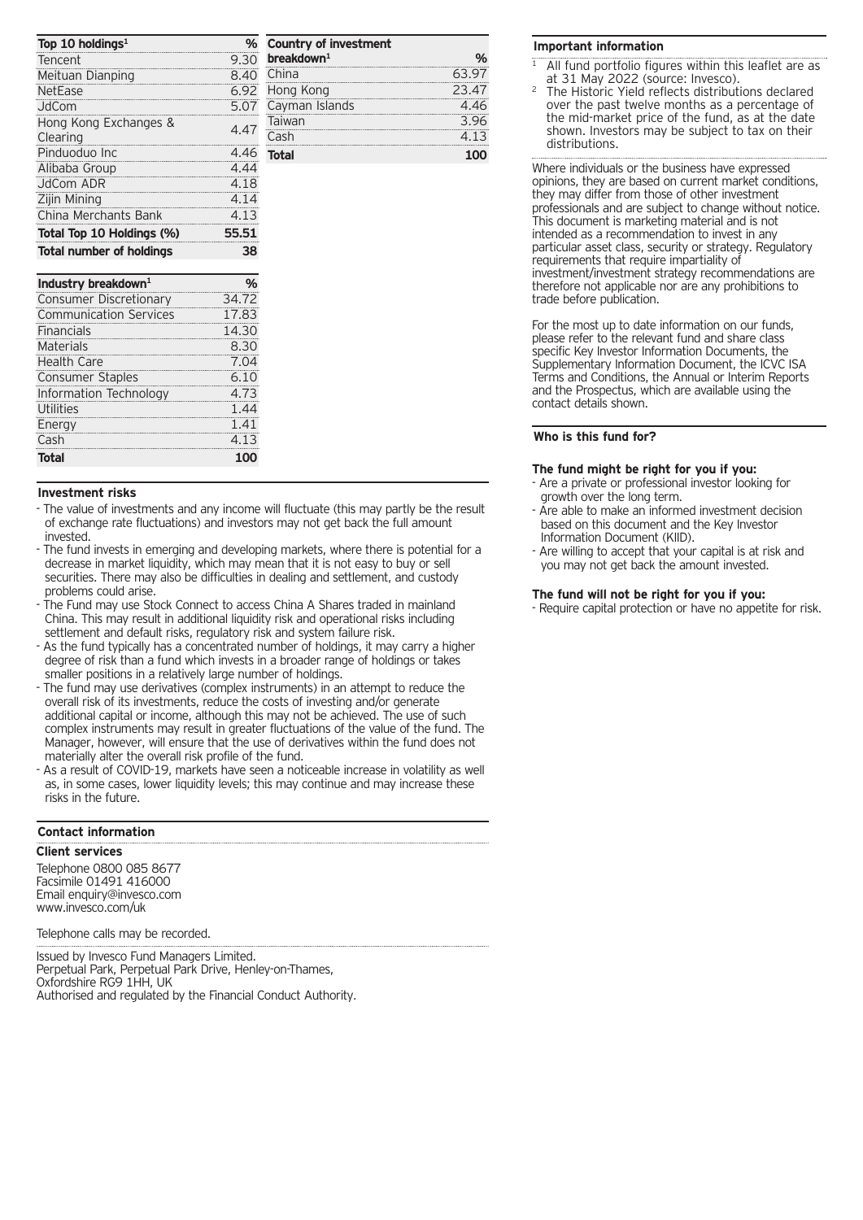| Top 10 holdings[1] | % |
|---|---|
| Tencent | 9.30 |
| Meituan Dianping | 8.40 |
| NetEase | 6.92 |
| JdCom | 5.07 |
| Hong Kong Exchanges & Clearing | 4.47 |
| Pinduoduo Inc | 4.46 |
| Alibaba Group | 4.44 |
| JdCom ADR | 4.18 |
| Zijin Mining | 4.14 |
| China Merchants Bank | 4.13 |
| **Total Top 10 Holdings (%)** | **55.51** |
| **Total number of holdings** | **38** |

| Country of investment breakdown[1] | % |
|---|---|
| China | 63.97 |
| Hong Kong | 23.47 |
| Cayman Islands | 4.46 |
| Taiwan | 3.96 |
| Cash | 4.13 |
| **Total** | **100** |

| Industry breakdown[1] | % |
|---|---|
| Consumer Discretionary | 34.72 |
| Communication Services | 17.83 |
| Financials | 14.30 |
| Materials | 8.30 |
| Health Care | 7.04 |
| Consumer Staples | 6.10 |
| Information Technology | 4.73 |
| Utilities | 1.44 |
| Energy | 1.41 |
| Cash | 4.13 |
| **Total** | **100** |

## Investment risks

- The value of investments and any income will fluctuate (this may partly be the result of exchange rate fluctuations) and investors may not get back the full amount invested.
- The fund invests in emerging and developing markets, where there is potential for a decrease in market liquidity, which may mean that it is not easy to buy or sell securities. There may also be difficulties in dealing and settlement, and custody problems could arise.
- The Fund may use Stock Connect to access China A Shares traded in mainland China. This may result in additional liquidity risk and operational risks including settlement and default risks, regulatory risk and system failure risk.
- As the fund typically has a concentrated number of holdings, it may carry a higher degree of risk than a fund which invests in a broader range of holdings or takes smaller positions in a relatively large number of holdings.
- The fund may use derivatives (complex instruments) in an attempt to reduce the overall risk of its investments, reduce the costs of investing and/or generate additional capital or income, although this may not be achieved. The use of such complex instruments may result in greater fluctuations of the value of the fund. The Manager, however, will ensure that the use of derivatives within the fund does not materially alter the overall risk profile of the fund.
- As a result of COVID-19, markets have seen a noticeable increase in volatility as well as, in some cases, lower liquidity levels; this may continue and may increase these risks in the future.

## Contact information

**Client services**

Telephone 0800 085 8677
Facsimile 01491 416000
Email enquiry@invesco.com
www.invesco.com/uk

Telephone calls may be recorded.

Issued by Invesco Fund Managers Limited.
Perpetual Park, Perpetual Park Drive, Henley-on-Thames, Oxfordshire RG9 1HH, UK
Authorised and regulated by the Financial Conduct Authority.

## Important information

[1] All fund portfolio figures within this leaflet are as at 31 May 2022 (source: Invesco).
[2] The Historic Yield reflects distributions declared over the past twelve months as a percentage of the mid-market price of the fund, as at the date shown. Investors may be subject to tax on their distributions.

Where individuals or the business have expressed opinions, they are based on current market conditions, they may differ from those of other investment professionals and are subject to change without notice. This document is marketing material and is not intended as a recommendation to invest in any particular asset class, security or strategy. Regulatory requirements that require impartiality of investment/investment strategy recommendations are therefore not applicable nor are any prohibitions to trade before publication.

For the most up to date information on our funds, please refer to the relevant fund and share class specific Key Investor Information Documents, the Supplementary Information Document, the ICVC ISA Terms and Conditions, the Annual or Interim Reports and the Prospectus, which are available using the contact details shown.

## Who is this fund for?

**The fund might be right for you if you:**

- Are a private or professional investor looking for growth over the long term.
- Are able to make an informed investment decision based on this document and the Key Investor Information Document (KIID).
- Are willing to accept that your capital is at risk and you may not get back the amount invested.

**The fund will not be right for you if you:**

- Require capital protection or have no appetite for risk.